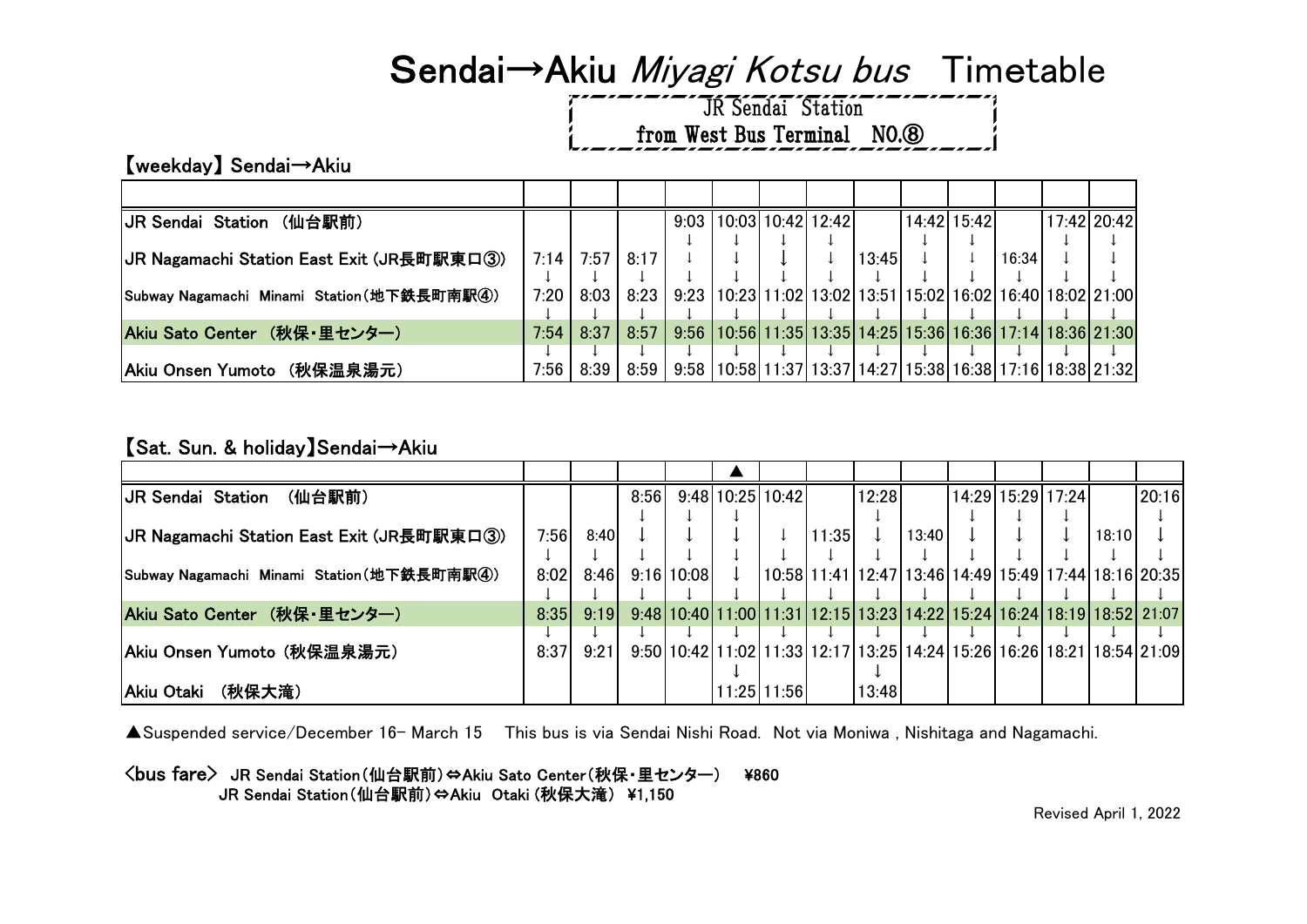# Sendai→Akiu *Miyagi Kotsu bus* Timetable

JR Sendai Station
from West Bus Terminal NO.⑧

## 【weekday】 Sendai→Akiu

| | | | | | | | | | | | | | |
|---|---|---|---|---|---|---|---|---|---|---|---|---|---|
| JR Sendai Station （仙台駅前） | | | | 9:03 | 10:03 | 10:42 | 12:42 | | 14:42 | 15:42 | | 17:42 | 20:42 |
| JR Nagamachi Station East Exit (JR長町駅東口③) | 7:14 | 7:57 | 8:17 | ↓ | ↓ | ↓ | ↓ | 13:45 | ↓ | ↓ | 16:34 | ↓ | ↓ |
| Subway Nagamachi Minami Station(地下鉄長町南駅④) | 7:20 | 8:03 | 8:23 | 9:23 | 10:23 | 11:02 | 13:02 | 13:51 | 15:02 | 16:02 | 16:40 | 18:02 | 21:00 |
| Akiu Sato Center （秋保・里センター） | 7:54 | 8:37 | 8:57 | 9:56 | 10:56 | 11:35 | 13:35 | 14:25 | 15:36 | 16:36 | 17:14 | 18:36 | 21:30 |
| Akiu Onsen Yumoto （秋保温泉湯元） | 7:56 | 8:39 | 8:59 | 9:58 | 10:58 | 11:37 | 13:37 | 14:27 | 15:38 | 16:38 | 17:16 | 18:38 | 21:32 |

## 【Sat. Sun. & holiday】Sendai→Akiu

| | | | | | ▲ | | | | | | | | | |
|---|---|---|---|---|---|---|---|---|---|---|---|---|---|---|
| JR Sendai Station （仙台駅前） | | | 8:56 | 9:48 | 10:25 | 10:42 | | 12:28 | | 14:29 | 15:29 | 17:24 | | 20:16 |
| JR Nagamachi Station East Exit (JR長町駅東口③) | 7:56 | 8:40 | ↓ | ↓ | ↓ | ↓ | 11:35 | ↓ | 13:40 | ↓ | ↓ | ↓ | 18:10 | ↓ |
| Subway Nagamachi Minami Station(地下鉄長町南駅④) | 8:02 | 8:46 | 9:16 | 10:08 | ↓ | 10:58 | 11:41 | 12:47 | 13:46 | 14:49 | 15:49 | 17:44 | 18:16 | 20:35 |
| Akiu Sato Center （秋保・里センター） | 8:35 | 9:19 | 9:48 | 10:40 | 11:00 | 11:31 | 12:15 | 13:23 | 14:22 | 15:24 | 16:24 | 18:19 | 18:52 | 21:07 |
| Akiu Onsen Yumoto (秋保温泉湯元) | 8:37 | 9:21 | 9:50 | 10:42 | 11:02 | 11:33 | 12:17 | 13:25 | 14:24 | 15:26 | 16:26 | 18:21 | 18:54 | 21:09 |
| Akiu Otaki （秋保大滝） | | | | | 11:25 | 11:56 | | 13:48 | | | | | | |

▲Suspended service/December 16- March 15　This bus is via Sendai Nishi Road. Not via Moniwa , Nishitaga and Nagamachi.

<bus fare> JR Sendai Station(仙台駅前)⇔Akiu Sato Center(秋保・里センター)　¥860
JR Sendai Station(仙台駅前)⇔Akiu Otaki (秋保大滝) ¥1,150

Revised April 1, 2022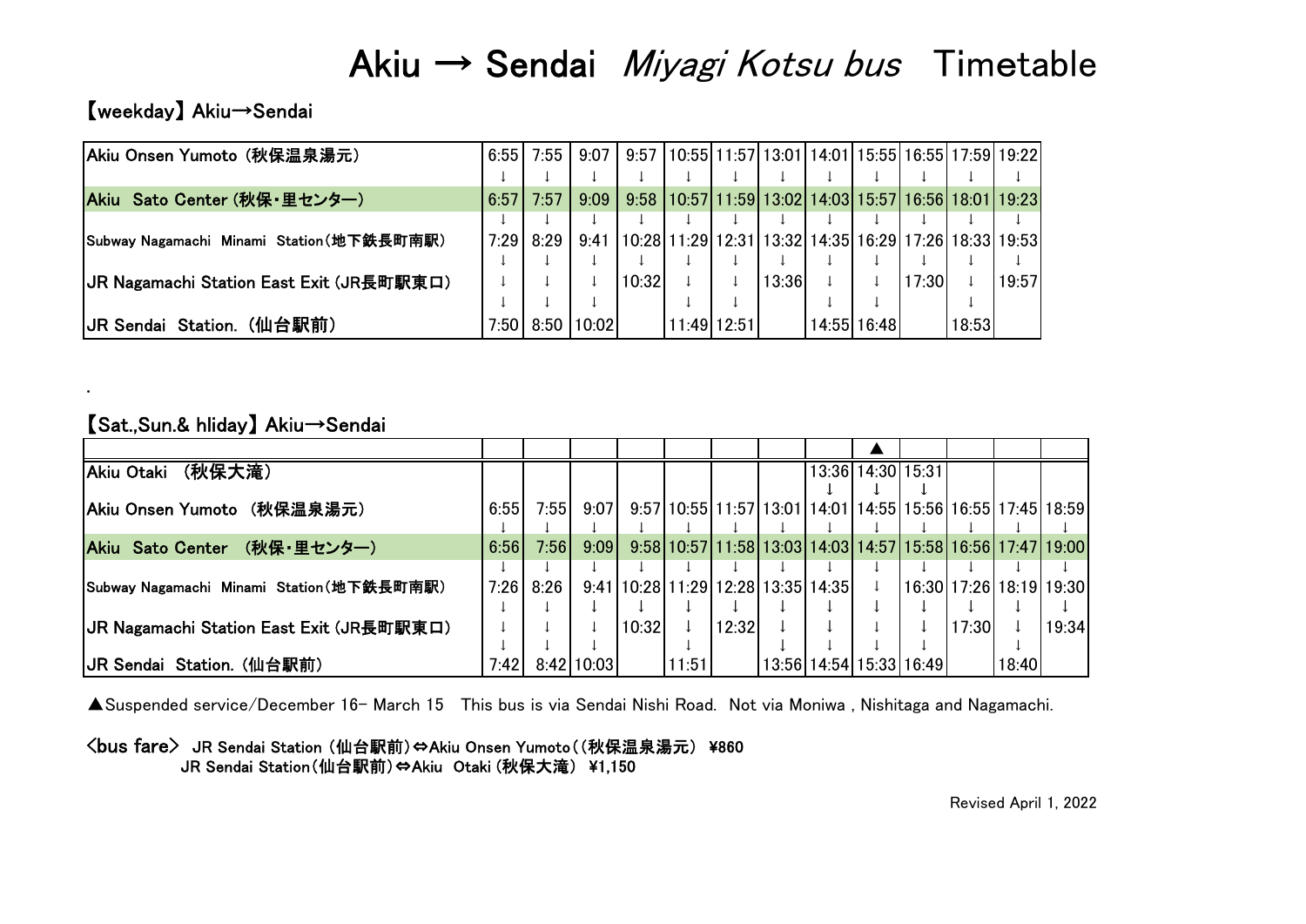# Akiu → Sendai *Miyagi Kotsu bus* Timetable

## 【weekday】 Akiu→Sendai

| | | | | | | | | | | | | |
|---|---|---|---|---|---|---|---|---|---|---|---|---|
| Akiu Onsen Yumoto (秋保温泉湯元) | 6:55 | 7:55 | 9:07 | 9:57 | 10:55 | 11:57 | 13:01 | 14:01 | 15:55 | 16:55 | 17:59 | 19:22 |
| | ↓ | ↓ | ↓ | ↓ | ↓ | ↓ | ↓ | ↓ | ↓ | ↓ | ↓ | ↓ |
| Akiu Sato Center (秋保・里センター) | 6:57 | 7:57 | 9:09 | 9:58 | 10:57 | 11:59 | 13:02 | 14:03 | 15:57 | 16:56 | 18:01 | 19:23 |
| | ↓ | ↓ | ↓ | ↓ | ↓ | ↓ | ↓ | ↓ | ↓ | ↓ | ↓ | ↓ |
| Subway Nagamachi Minami Station(地下鉄長町南駅) | 7:29 | 8:29 | 9:41 | 10:28 | 11:29 | 12:31 | 13:32 | 14:35 | 16:29 | 17:26 | 18:33 | 19:53 |
| | ↓ | ↓ | ↓ | ↓ | ↓ | ↓ | ↓ | ↓ | ↓ | ↓ | ↓ | ↓ |
| JR Nagamachi Station East Exit (JR長町駅東口) | ↓ | ↓ | ↓ | 10:32 | ↓ | ↓ | 13:36 | ↓ | ↓ | 17:30 | ↓ | 19:57 |
| | ↓ | ↓ | ↓ | | ↓ | ↓ | | ↓ | ↓ | | ↓ | |
| JR Sendai Station. (仙台駅前) | 7:50 | 8:50 | 10:02 | | 11:49 | 12:51 | | 14:55 | 16:48 | | 18:53 | |

## 【Sat.,Sun.& hliday】 Akiu→Sendai

| | | | | | | | | | | | | | |
|---|---|---|---|---|---|---|---|---|---|---|---|---|---|
| | | | | | | | | | ▲ | | | | |
| Akiu Otaki (秋保大滝) | | | | | | | | 13:36 | 14:30 | 15:31 | | | |
| | | | | | | | | ↓ | ↓ | ↓ | | | |
| Akiu Onsen Yumoto (秋保温泉湯元) | 6:55 | 7:55 | 9:07 | 9:57 | 10:55 | 11:57 | 13:01 | 14:01 | 14:55 | 15:56 | 16:55 | 17:45 | 18:59 |
| | ↓ | ↓ | ↓ | ↓ | ↓ | ↓ | ↓ | ↓ | ↓ | ↓ | ↓ | ↓ | ↓ |
| Akiu Sato Center (秋保・里センター) | 6:56 | 7:56 | 9:09 | 9:58 | 10:57 | 11:58 | 13:03 | 14:03 | 14:57 | 15:58 | 16:56 | 17:47 | 19:00 |
| | ↓ | ↓ | ↓ | ↓ | ↓ | ↓ | ↓ | ↓ | ↓ | ↓ | ↓ | ↓ | ↓ |
| Subway Nagamachi Minami Station(地下鉄長町南駅) | 7:26 | 8:26 | 9:41 | 10:28 | 11:29 | 12:28 | 13:35 | 14:35 | ↓ | 16:30 | 17:26 | 18:19 | 19:30 |
| | ↓ | ↓ | ↓ | ↓ | ↓ | ↓ | ↓ | ↓ | ↓ | ↓ | ↓ | ↓ | ↓ |
| JR Nagamachi Station East Exit (JR長町駅東口) | ↓ | ↓ | ↓ | 10:32 | ↓ | 12:32 | ↓ | ↓ | ↓ | ↓ | 17:30 | ↓ | 19:34 |
| | ↓ | ↓ | ↓ | | ↓ | | ↓ | ↓ | ↓ | ↓ | | ↓ | |
| JR Sendai Station. (仙台駅前) | 7:42 | 8:42 | 10:03 | | 11:51 | | 13:56 | 14:54 | 15:33 | 16:49 | | 18:40 | |

▲Suspended service/December 16- March 15　This bus is via Sendai Nishi Road. Not via Moniwa , Nishitaga and Nagamachi.

<bus fare> JR Sendai Station (仙台駅前)⇔Akiu Onsen Yumoto((秋保温泉湯元) ¥860
JR Sendai Station(仙台駅前)⇔Akiu Otaki (秋保大滝) ¥1,150

Revised April 1, 2022